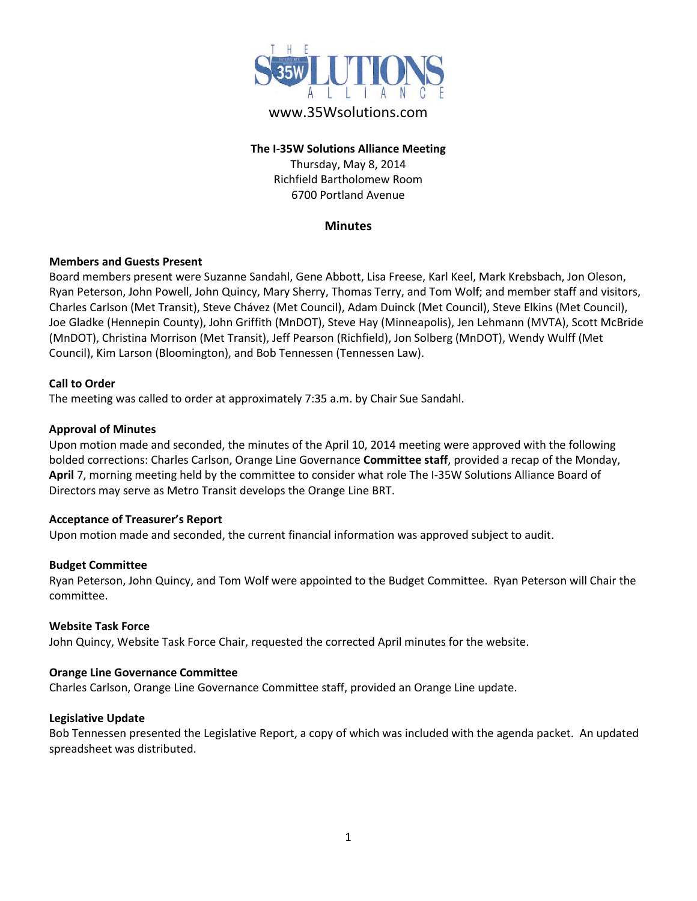THE SOLUTIONS ALLIANCE

www.35Wsolutions.com

**The I-35W Solutions Alliance Meeting**
Thursday, May 8, 2014
Richfield Bartholomew Room
6700 Portland Avenue

## Minutes

### Members and Guests Present

Board members present were Suzanne Sandahl, Gene Abbott, Lisa Freese, Karl Keel, Mark Krebsbach, Jon Oleson, Ryan Peterson, John Powell, John Quincy, Mary Sherry, Thomas Terry, and Tom Wolf; and member staff and visitors, Charles Carlson (Met Transit), Steve Chávez (Met Council), Adam Duinck (Met Council), Steve Elkins (Met Council), Joe Gladke (Hennepin County), John Griffith (MnDOT), Steve Hay (Minneapolis), Jen Lehmann (MVTA), Scott McBride (MnDOT), Christina Morrison (Met Transit), Jeff Pearson (Richfield), Jon Solberg (MnDOT), Wendy Wulff (Met Council), Kim Larson (Bloomington), and Bob Tennessen (Tennessen Law).

### Call to Order

The meeting was called to order at approximately 7:35 a.m. by Chair Sue Sandahl.

### Approval of Minutes

Upon motion made and seconded, the minutes of the April 10, 2014 meeting were approved with the following bolded corrections: Charles Carlson, Orange Line Governance **Committee staff**, provided a recap of the Monday, **April** 7, morning meeting held by the committee to consider what role The I-35W Solutions Alliance Board of Directors may serve as Metro Transit develops the Orange Line BRT.

### Acceptance of Treasurer's Report

Upon motion made and seconded, the current financial information was approved subject to audit.

### Budget Committee

Ryan Peterson, John Quincy, and Tom Wolf were appointed to the Budget Committee. Ryan Peterson will Chair the committee.

### Website Task Force

John Quincy, Website Task Force Chair, requested the corrected April minutes for the website.

### Orange Line Governance Committee

Charles Carlson, Orange Line Governance Committee staff, provided an Orange Line update.

### Legislative Update

Bob Tennessen presented the Legislative Report, a copy of which was included with the agenda packet. An updated spreadsheet was distributed.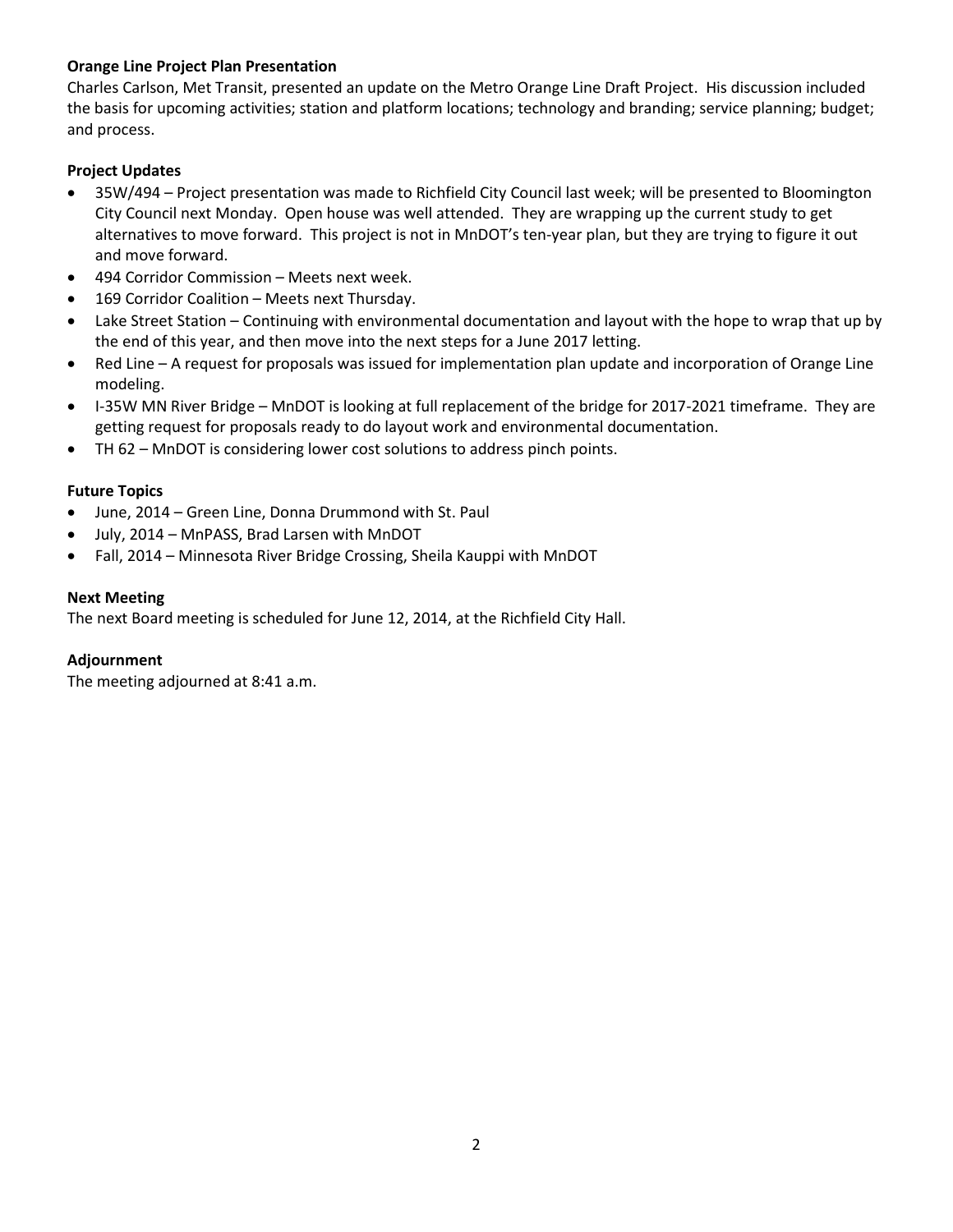**Orange Line Project Plan Presentation**

Charles Carlson, Met Transit, presented an update on the Metro Orange Line Draft Project. His discussion included the basis for upcoming activities; station and platform locations; technology and branding; service planning; budget; and process.

**Project Updates**

- 35W/494 – Project presentation was made to Richfield City Council last week; will be presented to Bloomington City Council next Monday. Open house was well attended. They are wrapping up the current study to get alternatives to move forward. This project is not in MnDOT's ten-year plan, but they are trying to figure it out and move forward.
- 494 Corridor Commission – Meets next week.
- 169 Corridor Coalition – Meets next Thursday.
- Lake Street Station – Continuing with environmental documentation and layout with the hope to wrap that up by the end of this year, and then move into the next steps for a June 2017 letting.
- Red Line – A request for proposals was issued for implementation plan update and incorporation of Orange Line modeling.
- I-35W MN River Bridge – MnDOT is looking at full replacement of the bridge for 2017-2021 timeframe. They are getting request for proposals ready to do layout work and environmental documentation.
- TH 62 – MnDOT is considering lower cost solutions to address pinch points.

**Future Topics**

- June, 2014 – Green Line, Donna Drummond with St. Paul
- July, 2014 – MnPASS, Brad Larsen with MnDOT
- Fall, 2014 – Minnesota River Bridge Crossing, Sheila Kauppi with MnDOT

**Next Meeting**

The next Board meeting is scheduled for June 12, 2014, at the Richfield City Hall.

**Adjournment**

The meeting adjourned at 8:41 a.m.